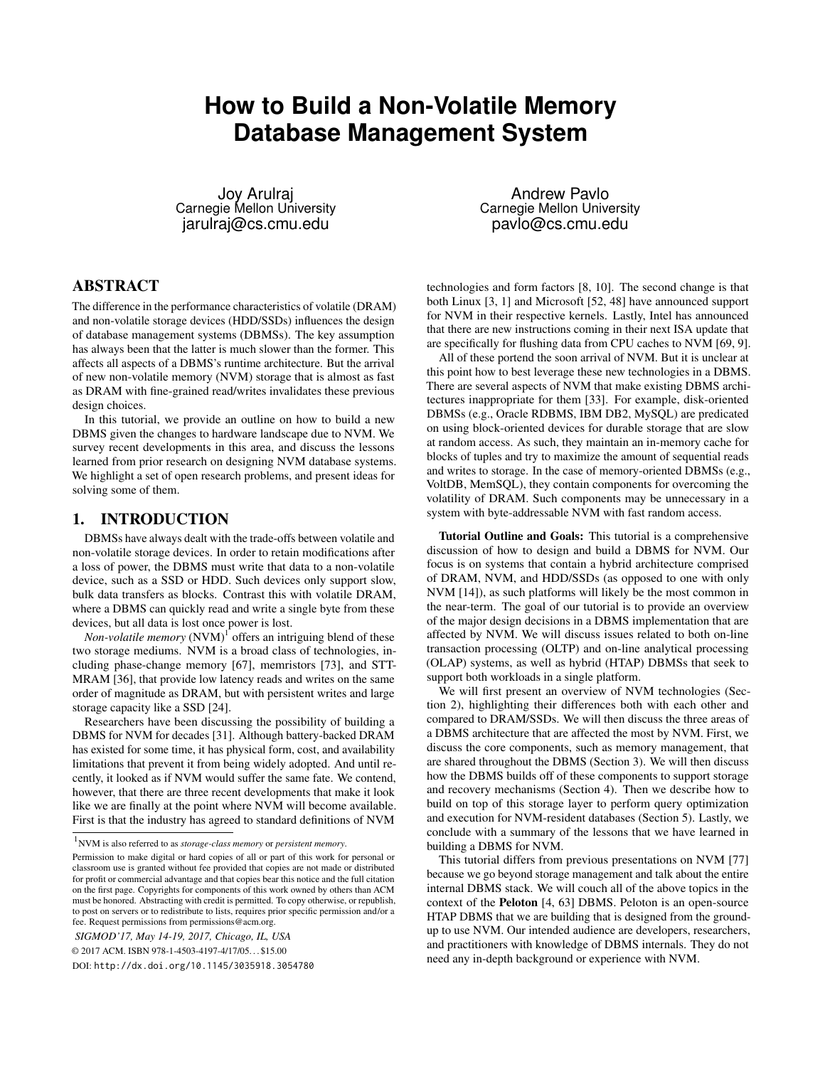# How to Build a Non-Volatile Memory Database Management System

Joy Arulraj
Carnegie Mellon University
jarulraj@cs.cmu.edu

Andrew Pavlo
Carnegie Mellon University
pavlo@cs.cmu.edu

## ABSTRACT

The difference in the performance characteristics of volatile (DRAM) and non-volatile storage devices (HDD/SSDs) influences the design of database management systems (DBMSs). The key assumption has always been that the latter is much slower than the former. This affects all aspects of a DBMS's runtime architecture. But the arrival of new non-volatile memory (NVM) storage that is almost as fast as DRAM with fine-grained read/writes invalidates these previous design choices.

In this tutorial, we provide an outline on how to build a new DBMS given the changes to hardware landscape due to NVM. We survey recent developments in this area, and discuss the lessons learned from prior research on designing NVM database systems. We highlight a set of open research problems, and present ideas for solving some of them.

## 1. INTRODUCTION

DBMSs have always dealt with the trade-offs between volatile and non-volatile storage devices. In order to retain modifications after a loss of power, the DBMS must write that data to a non-volatile device, such as a SSD or HDD. Such devices only support slow, bulk data transfers as blocks. Contrast this with volatile DRAM, where a DBMS can quickly read and write a single byte from these devices, but all data is lost once power is lost.

*Non-volatile memory* (NVM)[1] offers an intriguing blend of these two storage mediums. NVM is a broad class of technologies, including phase-change memory [67], memristors [73], and STT-MRAM [36], that provide low latency reads and writes on the same order of magnitude as DRAM, but with persistent writes and large storage capacity like a SSD [24].

Researchers have been discussing the possibility of building a DBMS for NVM for decades [31]. Although battery-backed DRAM has existed for some time, it has physical form, cost, and availability limitations that prevent it from being widely adopted. And until recently, it looked as if NVM would suffer the same fate. We contend, however, that there are three recent developments that make it look like we are finally at the point where NVM will become available. First is that the industry has agreed to standard definitions of NVM technologies and form factors [8, 10]. The second change is that both Linux [3, 1] and Microsoft [52, 48] have announced support for NVM in their respective kernels. Lastly, Intel has announced that there are new instructions coming in their next ISA update that are specifically for flushing data from CPU caches to NVM [69, 9].

All of these portend the soon arrival of NVM. But it is unclear at this point how to best leverage these new technologies in a DBMS. There are several aspects of NVM that make existing DBMS architectures inappropriate for them [33]. For example, disk-oriented DBMSs (e.g., Oracle RDBMS, IBM DB2, MySQL) are predicated on using block-oriented devices for durable storage that are slow at random access. As such, they maintain an in-memory cache for blocks of tuples and try to maximize the amount of sequential reads and writes to storage. In the case of memory-oriented DBMSs (e.g., VoltDB, MemSQL), they contain components for overcoming the volatility of DRAM. Such components may be unnecessary in a system with byte-addressable NVM with fast random access.

**Tutorial Outline and Goals:** This tutorial is a comprehensive discussion of how to design and build a DBMS for NVM. Our focus is on systems that contain a hybrid architecture comprised of DRAM, NVM, and HDD/SSDs (as opposed to one with only NVM [14]), as such platforms will likely be the most common in the near-term. The goal of our tutorial is to provide an overview of the major design decisions in a DBMS implementation that are affected by NVM. We will discuss issues related to both on-line transaction processing (OLTP) and on-line analytical processing (OLAP) systems, as well as hybrid (HTAP) DBMSs that seek to support both workloads in a single platform.

We will first present an overview of NVM technologies (Section 2), highlighting their differences both with each other and compared to DRAM/SSDs. We will then discuss the three areas of a DBMS architecture that are affected the most by NVM. First, we discuss the core components, such as memory management, that are shared throughout the DBMS (Section 3). We will then discuss how the DBMS builds off of these components to support storage and recovery mechanisms (Section 4). Then we describe how to build on top of this storage layer to perform query optimization and execution for NVM-resident databases (Section 5). Lastly, we conclude with a summary of the lessons that we have learned in building a DBMS for NVM.

This tutorial differs from previous presentations on NVM [77] because we go beyond storage management and talk about the entire internal DBMS stack. We will couch all of the above topics in the context of the **Peloton** [4, 63] DBMS. Peloton is an open-source HTAP DBMS that we are building that is designed from the ground-up to use NVM. Our intended audience are developers, researchers, and practitioners with knowledge of DBMS internals. They do not need any in-depth background or experience with NVM.

[1] NVM is also referred to as *storage-class memory* or *persistent memory*.

Permission to make digital or hard copies of all or part of this work for personal or classroom use is granted without fee provided that copies are not made or distributed for profit or commercial advantage and that copies bear this notice and the full citation on the first page. Copyrights for components of this work owned by others than ACM must be honored. Abstracting with credit is permitted. To copy otherwise, or republish, to post on servers or to redistribute to lists, requires prior specific permission and/or a fee. Request permissions from permissions@acm.org.

*SIGMOD'17, May 14-19, 2017, Chicago, IL, USA*
© 2017 ACM. ISBN 978-1-4503-4197-4/17/05...$15.00
DOI: http://dx.doi.org/10.1145/3035918.3054780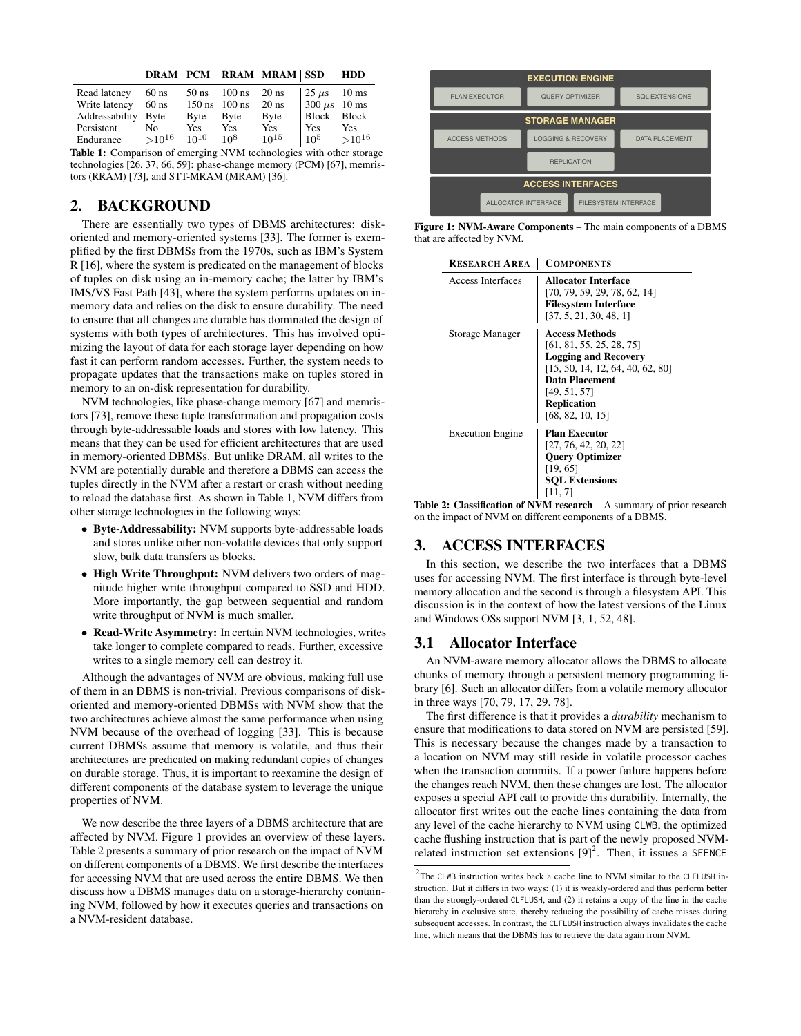| | DRAM | PCM | RRAM | MRAM | SSD | HDD |
|---|---|---|---|---|---|---|
| Read latency | 60 ns | 50 ns | 100 ns | 20 ns | 25 $\mu$s | 10 ms |
| Write latency | 60 ns | 150 ns | 100 ns | 20 ns | 300 $\mu$s | 10 ms |
| Addressability | Byte | Byte | Byte | Byte | Block | Block |
| Persistent | No | Yes | Yes | Yes | Yes | Yes |
| Endurance | $>10^{16}$ | $10^{10}$ | $10^{8}$ | $10^{15}$ | $10^{5}$ | $>10^{16}$ |

**Table 1:** Comparison of emerging NVM technologies with other storage technologies [26, 37, 66, 59]: phase-change memory (PCM) [67], memristors (RRAM) [73], and STT-MRAM (MRAM) [36].

## 2. BACKGROUND

There are essentially two types of DBMS architectures: disk-oriented and memory-oriented systems [33]. The former is exemplified by the first DBMSs from the 1970s, such as IBM's System R [16], where the system is predicated on the management of blocks of tuples on disk using an in-memory cache; the latter by IBM's IMS/VS Fast Path [43], where the system performs updates on in-memory data and relies on the disk to ensure durability. The need to ensure that all changes are durable has dominated the design of systems with both types of architectures. This has involved optimizing the layout of data for each storage layer depending on how fast it can perform random accesses. Further, the system needs to propagate updates that the transactions make on tuples stored in memory to an on-disk representation for durability.

NVM technologies, like phase-change memory [67] and memristors [73], remove these tuple transformation and propagation costs through byte-addressable loads and stores with low latency. This means that they can be used for efficient architectures that are used in memory-oriented DBMSs. But unlike DRAM, all writes to the NVM are potentially durable and therefore a DBMS can access the tuples directly in the NVM after a restart or crash without needing to reload the database first. As shown in Table 1, NVM differs from other storage technologies in the following ways:

- **Byte-Addressability:** NVM supports byte-addressable loads and stores unlike other non-volatile devices that only support slow, bulk data transfers as blocks.
- **High Write Throughput:** NVM delivers two orders of magnitude higher write throughput compared to SSD and HDD. More importantly, the gap between sequential and random write throughput of NVM is much smaller.
- **Read-Write Asymmetry:** In certain NVM technologies, writes take longer to complete compared to reads. Further, excessive writes to a single memory cell can destroy it.

Although the advantages of NVM are obvious, making full use of them in an DBMS is non-trivial. Previous comparisons of disk-oriented and memory-oriented DBMSs with NVM show that the two architectures achieve almost the same performance when using NVM because of the overhead of logging [33]. This is because current DBMSs assume that memory is volatile, and thus their architectures are predicated on making redundant copies of changes on durable storage. Thus, it is important to reexamine the design of different components of the database system to leverage the unique properties of NVM.

We now describe the three layers of a DBMS architecture that are affected by NVM. Figure 1 provides an overview of these layers. Table 2 presents a summary of prior research on the impact of NVM on different components of a DBMS. We first describe the interfaces for accessing NVM that are used across the entire DBMS. We then discuss how a DBMS manages data on a storage-hierarchy containing NVM, followed by how it executes queries and transactions on a NVM-resident database.

| EXECUTION ENGINE | | |
|---|---|---|
| PLAN EXECUTOR | QUERY OPTIMIZER | SQL EXTENSIONS |
| **STORAGE MANAGER** | | |
| ACCESS METHODS | LOGGING & RECOVERY | DATA PLACEMENT |
| | REPLICATION | |
| **ACCESS INTERFACES** | | |
| ALLOCATOR INTERFACE | FILESYSTEM INTERFACE | |

**Figure 1: NVM-Aware Components** – The main components of a DBMS that are affected by NVM.

| RESEARCH AREA | COMPONENTS |
|---|---|
| Access Interfaces | **Allocator Interface** [70, 79, 59, 29, 78, 62, 14] **Filesystem Interface** [37, 5, 21, 30, 48, 1] |
| Storage Manager | **Access Methods** [61, 81, 55, 25, 28, 75] **Logging and Recovery** [15, 50, 14, 12, 64, 40, 62, 80] **Data Placement** [49, 51, 57] **Replication** [68, 82, 10, 15] |
| Execution Engine | **Plan Executor** [27, 76, 42, 20, 22] **Query Optimizer** [19, 65] **SQL Extensions** [11, 7] |

**Table 2: Classification of NVM research** – A summary of prior research on the impact of NVM on different components of a DBMS.

## 3. ACCESS INTERFACES

In this section, we describe the two interfaces that a DBMS uses for accessing NVM. The first interface is through byte-level memory allocation and the second is through a filesystem API. This discussion is in the context of how the latest versions of the Linux and Windows OSs support NVM [3, 1, 52, 48].

### 3.1 Allocator Interface

An NVM-aware memory allocator allows the DBMS to allocate chunks of memory through a persistent memory programming library [6]. Such an allocator differs from a volatile memory allocator in three ways [70, 79, 17, 29, 78].

The first difference is that it provides a *durability* mechanism to ensure that modifications to data stored on NVM are persisted [59]. This is necessary because the changes made by a transaction to a location on NVM may still reside in volatile processor caches when the transaction commits. If a power failure happens before the changes reach NVM, then these changes are lost. The allocator exposes a special API call to provide this durability. Internally, the allocator first writes out the cache lines containing the data from any level of the cache hierarchy to NVM using `CLWB`, the optimized cache flushing instruction that is part of the newly proposed NVM-related instruction set extensions [9][2]. Then, it issues a `SFENCE`

[2] The `CLWB` instruction writes back a cache line to NVM similar to the `CLFLUSH` instruction. But it differs in two ways: (1) it is weakly-ordered and thus perform better than the strongly-ordered `CLFLUSH`, and (2) it retains a copy of the line in the cache hierarchy in exclusive state, thereby reducing the possibility of cache misses during subsequent accesses. In contrast, the `CLFLUSH` instruction always invalidates the cache line, which means that the DBMS has to retrieve the data again from NVM.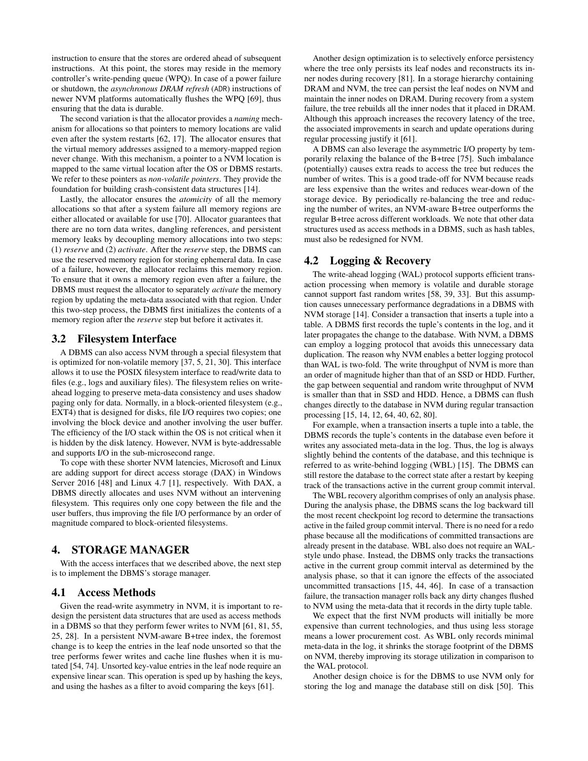instruction to ensure that the stores are ordered ahead of subsequent instructions. At this point, the stores may reside in the memory controller's write-pending queue (WPQ). In case of a power failure or shutdown, the *asynchronous DRAM refresh* (ADR) instructions of newer NVM platforms automatically flushes the WPQ [69], thus ensuring that the data is durable.

The second variation is that the allocator provides a *naming* mechanism for allocations so that pointers to memory locations are valid even after the system restarts [62, 17]. The allocator ensures that the virtual memory addresses assigned to a memory-mapped region never change. With this mechanism, a pointer to a NVM location is mapped to the same virtual location after the OS or DBMS restarts. We refer to these pointers as *non-volatile pointers*. They provide the foundation for building crash-consistent data structures [14].

Lastly, the allocator ensures the *atomicity* of all the memory allocations so that after a system failure all memory regions are either allocated or available for use [70]. Allocator guarantees that there are no torn data writes, dangling references, and persistent memory leaks by decoupling memory allocations into two steps: (1) *reserve* and (2) *activate*. After the *reserve* step, the DBMS can use the reserved memory region for storing ephemeral data. In case of a failure, however, the allocator reclaims this memory region. To ensure that it owns a memory region even after a failure, the DBMS must request the allocator to separately *activate* the memory region by updating the meta-data associated with that region. Under this two-step process, the DBMS first initializes the contents of a memory region after the *reserve* step but before it activates it.

## 3.2 Filesystem Interface

A DBMS can also access NVM through a special filesystem that is optimized for non-volatile memory [37, 5, 21, 30]. This interface allows it to use the POSIX filesystem interface to read/write data to files (e.g., logs and auxiliary files). The filesystem relies on write-ahead logging to preserve meta-data consistency and uses shadow paging only for data. Normally, in a block-oriented filesystem (e.g., EXT4) that is designed for disks, file I/O requires two copies; one involving the block device and another involving the user buffer. The efficiency of the I/O stack within the OS is not critical when it is hidden by the disk latency. However, NVM is byte-addressable and supports I/O in the sub-microsecond range.

To cope with these shorter NVM latencies, Microsoft and Linux are adding support for direct access storage (DAX) in Windows Server 2016 [48] and Linux 4.7 [1], respectively. With DAX, a DBMS directly allocates and uses NVM without an intervening filesystem. This requires only one copy between the file and the user buffers, thus improving the file I/O performance by an order of magnitude compared to block-oriented filesystems.

# 4. STORAGE MANAGER

With the access interfaces that we described above, the next step is to implement the DBMS's storage manager.

## 4.1 Access Methods

Given the read-write asymmetry in NVM, it is important to redesign the persistent data structures that are used as access methods in a DBMS so that they perform fewer writes to NVM [61, 81, 55, 25, 28]. In a persistent NVM-aware B+tree index, the foremost change is to keep the entries in the leaf node unsorted so that the tree performs fewer writes and cache line flushes when it is mutated [54, 74]. Unsorted key-value entries in the leaf node require an expensive linear scan. This operation is sped up by hashing the keys, and using the hashes as a filter to avoid comparing the keys [61].

Another design optimization is to selectively enforce persistency where the tree only persists its leaf nodes and reconstructs its inner nodes during recovery [81]. In a storage hierarchy containing DRAM and NVM, the tree can persist the leaf nodes on NVM and maintain the inner nodes on DRAM. During recovery from a system failure, the tree rebuilds all the inner nodes that it placed in DRAM. Although this approach increases the recovery latency of the tree, the associated improvements in search and update operations during regular processing justify it [61].

A DBMS can also leverage the asymmetric I/O property by temporarily relaxing the balance of the B+tree [75]. Such imbalance (potentially) causes extra reads to access the tree but reduces the number of writes. This is a good trade-off for NVM because reads are less expensive than the writes and reduces wear-down of the storage device. By periodically re-balancing the tree and reducing the number of writes, an NVM-aware B+tree outperforms the regular B+tree across different workloads. We note that other data structures used as access methods in a DBMS, such as hash tables, must also be redesigned for NVM.

## 4.2 Logging & Recovery

The write-ahead logging (WAL) protocol supports efficient transaction processing when memory is volatile and durable storage cannot support fast random writes [58, 39, 33]. But this assumption causes unnecessary performance degradations in a DBMS with NVM storage [14]. Consider a transaction that inserts a tuple into a table. A DBMS first records the tuple's contents in the log, and it later propagates the change to the database. With NVM, a DBMS can employ a logging protocol that avoids this unnecessary data duplication. The reason why NVM enables a better logging protocol than WAL is two-fold. The write throughput of NVM is more than an order of magnitude higher than that of an SSD or HDD. Further, the gap between sequential and random write throughput of NVM is smaller than that in SSD and HDD. Hence, a DBMS can flush changes directly to the database in NVM during regular transaction processing [15, 14, 12, 64, 40, 62, 80].

For example, when a transaction inserts a tuple into a table, the DBMS records the tuple's contents in the database even before it writes any associated meta-data in the log. Thus, the log is always slightly behind the contents of the database, and this technique is referred to as write-behind logging (WBL) [15]. The DBMS can still restore the database to the correct state after a restart by keeping track of the transactions active in the current group commit interval.

The WBL recovery algorithm comprises of only an analysis phase. During the analysis phase, the DBMS scans the log backward till the most recent checkpoint log record to determine the transactions active in the failed group commit interval. There is no need for a redo phase because all the modifications of committed transactions are already present in the database. WBL also does not require an WAL-style undo phase. Instead, the DBMS only tracks the transactions active in the current group commit interval as determined by the analysis phase, so that it can ignore the effects of the associated uncommitted transactions [15, 44, 46]. In case of a transaction failure, the transaction manager rolls back any dirty changes flushed to NVM using the meta-data that it records in the dirty tuple table.

We expect that the first NVM products will initially be more expensive than current technologies, and thus using less storage means a lower procurement cost. As WBL only records minimal meta-data in the log, it shrinks the storage footprint of the DBMS on NVM, thereby improving its storage utilization in comparison to the WAL protocol.

Another design choice is for the DBMS to use NVM only for storing the log and manage the database still on disk [50]. This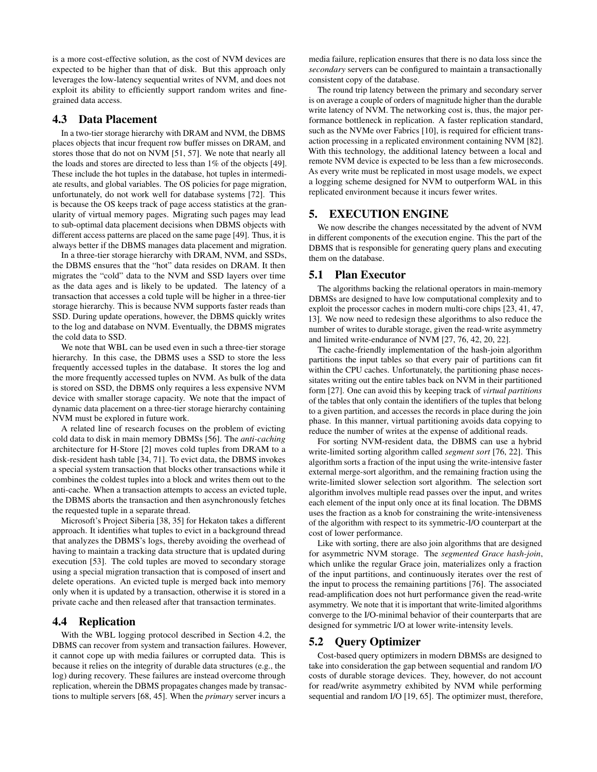is a more cost-effective solution, as the cost of NVM devices are expected to be higher than that of disk. But this approach only leverages the low-latency sequential writes of NVM, and does not exploit its ability to efficiently support random writes and fine-grained data access.

## 4.3 Data Placement

In a two-tier storage hierarchy with DRAM and NVM, the DBMS places objects that incur frequent row buffer misses on DRAM, and stores those that do not on NVM [51, 57]. We note that nearly all the loads and stores are directed to less than 1% of the objects [49]. These include the hot tuples in the database, hot tuples in intermediate results, and global variables. The OS policies for page migration, unfortunately, do not work well for database systems [72]. This is because the OS keeps track of page access statistics at the granularity of virtual memory pages. Migrating such pages may lead to sub-optimal data placement decisions when DBMS objects with different access patterns are placed on the same page [49]. Thus, it is always better if the DBMS manages data placement and migration.

In a three-tier storage hierarchy with DRAM, NVM, and SSDs, the DBMS ensures that the "hot" data resides on DRAM. It then migrates the "cold" data to the NVM and SSD layers over time as the data ages and is likely to be updated. The latency of a transaction that accesses a cold tuple will be higher in a three-tier storage hierarchy. This is because NVM supports faster reads than SSD. During update operations, however, the DBMS quickly writes to the log and database on NVM. Eventually, the DBMS migrates the cold data to SSD.

We note that WBL can be used even in such a three-tier storage hierarchy. In this case, the DBMS uses a SSD to store the less frequently accessed tuples in the database. It stores the log and the more frequently accessed tuples on NVM. As bulk of the data is stored on SSD, the DBMS only requires a less expensive NVM device with smaller storage capacity. We note that the impact of dynamic data placement on a three-tier storage hierarchy containing NVM must be explored in future work.

A related line of research focuses on the problem of evicting cold data to disk in main memory DBMSs [56]. The *anti-caching* architecture for H-Store [2] moves cold tuples from DRAM to a disk-resident hash table [34, 71]. To evict data, the DBMS invokes a special system transaction that blocks other transactions while it combines the coldest tuples into a block and writes them out to the anti-cache. When a transaction attempts to access an evicted tuple, the DBMS aborts the transaction and then asynchronously fetches the requested tuple in a separate thread.

Microsoft's Project Siberia [38, 35] for Hekaton takes a different approach. It identifies what tuples to evict in a background thread that analyzes the DBMS's logs, thereby avoiding the overhead of having to maintain a tracking data structure that is updated during execution [53]. The cold tuples are moved to secondary storage using a special migration transaction that is composed of insert and delete operations. An evicted tuple is merged back into memory only when it is updated by a transaction, otherwise it is stored in a private cache and then released after that transaction terminates.

## 4.4 Replication

With the WBL logging protocol described in Section 4.2, the DBMS can recover from system and transaction failures. However, it cannot cope up with media failures or corrupted data. This is because it relies on the integrity of durable data structures (e.g., the log) during recovery. These failures are instead overcome through replication, wherein the DBMS propagates changes made by transactions to multiple servers [68, 45]. When the *primary* server incurs a media failure, replication ensures that there is no data loss since the *secondary* servers can be configured to maintain a transactionally consistent copy of the database.

The round trip latency between the primary and secondary server is on average a couple of orders of magnitude higher than the durable write latency of NVM. The networking cost is, thus, the major performance bottleneck in replication. A faster replication standard, such as the NVMe over Fabrics [10], is required for efficient transaction processing in a replicated environment containing NVM [82]. With this technology, the additional latency between a local and remote NVM device is expected to be less than a few microseconds. As every write must be replicated in most usage models, we expect a logging scheme designed for NVM to outperform WAL in this replicated environment because it incurs fewer writes.

# 5. EXECUTION ENGINE

We now describe the changes necessitated by the advent of NVM in different components of the execution engine. This the part of the DBMS that is responsible for generating query plans and executing them on the database.

## 5.1 Plan Executor

The algorithms backing the relational operators in main-memory DBMSs are designed to have low computational complexity and to exploit the processor caches in modern multi-core chips [23, 41, 47, 13]. We now need to redesign these algorithms to also reduce the number of writes to durable storage, given the read-write asymmetry and limited write-endurance of NVM [27, 76, 42, 20, 22].

The cache-friendly implementation of the hash-join algorithm partitions the input tables so that every pair of partitions can fit within the CPU caches. Unfortunately, the partitioning phase necessitates writing out the entire tables back on NVM in their partitioned form [27]. One can avoid this by keeping track of *virtual partitions* of the tables that only contain the identifiers of the tuples that belong to a given partition, and accesses the records in place during the join phase. In this manner, virtual partitioning avoids data copying to reduce the number of writes at the expense of additional reads.

For sorting NVM-resident data, the DBMS can use a hybrid write-limited sorting algorithm called *segment sort* [76, 22]. This algorithm sorts a fraction of the input using the write-intensive faster external merge-sort algorithm, and the remaining fraction using the write-limited slower selection sort algorithm. The selection sort algorithm involves multiple read passes over the input, and writes each element of the input only once at its final location. The DBMS uses the fraction as a knob for constraining the write-intensiveness of the algorithm with respect to its symmetric-I/O counterpart at the cost of lower performance.

Like with sorting, there are also join algorithms that are designed for asymmetric NVM storage. The *segmented Grace hash-join*, which unlike the regular Grace join, materializes only a fraction of the input partitions, and continuously iterates over the rest of the input to process the remaining partitions [76]. The associated read-amplification does not hurt performance given the read-write asymmetry. We note that it is important that write-limited algorithms converge to the I/O-minimal behavior of their counterparts that are designed for symmetric I/O at lower write-intensity levels.

## 5.2 Query Optimizer

Cost-based query optimizers in modern DBMSs are designed to take into consideration the gap between sequential and random I/O costs of durable storage devices. They, however, do not account for read/write asymmetry exhibited by NVM while performing sequential and random I/O [19, 65]. The optimizer must, therefore,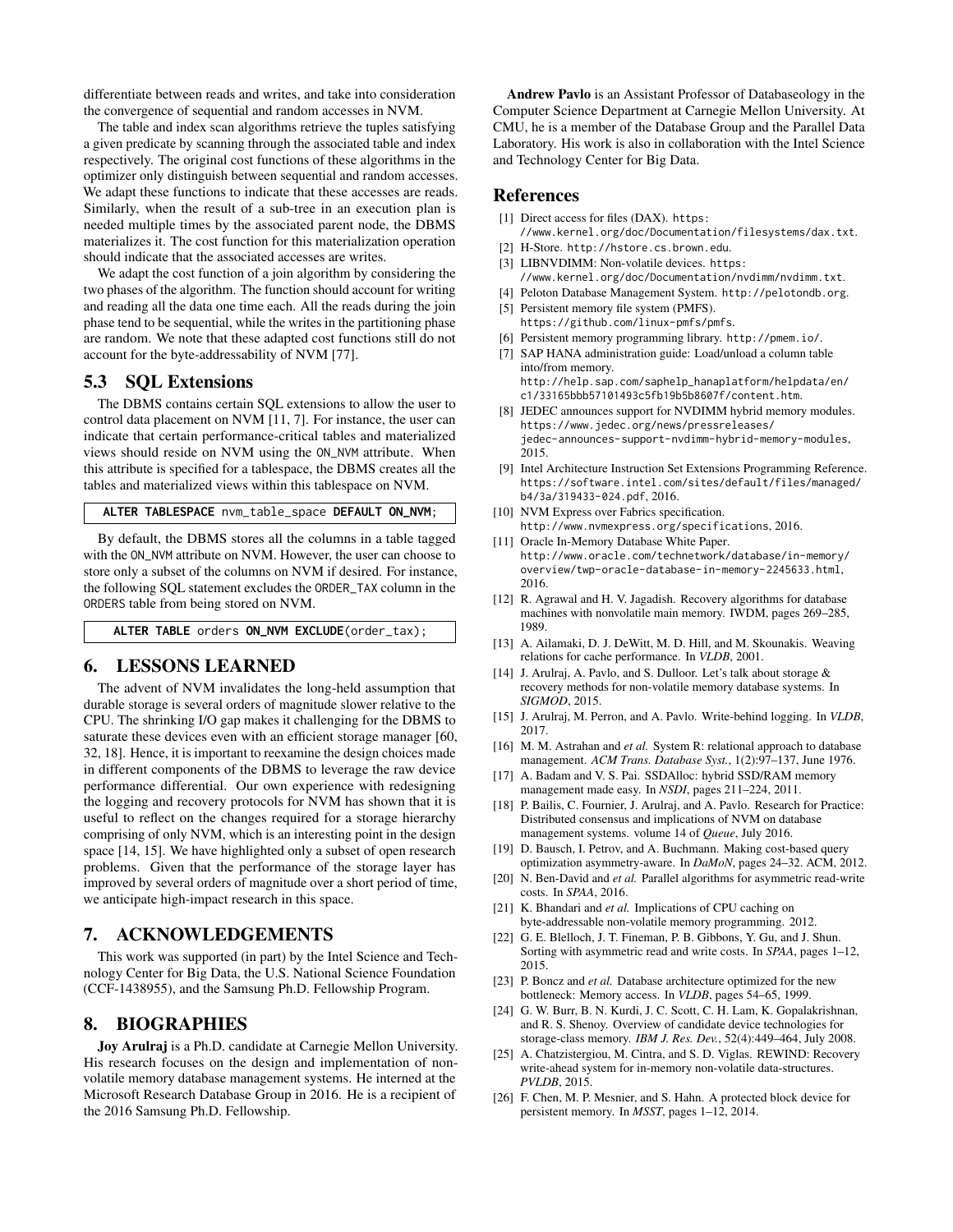differentiate between reads and writes, and take into consideration the convergence of sequential and random accesses in NVM.

The table and index scan algorithms retrieve the tuples satisfying a given predicate by scanning through the associated table and index respectively. The original cost functions of these algorithms in the optimizer only distinguish between sequential and random accesses. We adapt these functions to indicate that these accesses are reads. Similarly, when the result of a sub-tree in an execution plan is needed multiple times by the associated parent node, the DBMS materializes it. The cost function for this materialization operation should indicate that the associated accesses are writes.

We adapt the cost function of a join algorithm by considering the two phases of the algorithm. The function should account for writing and reading all the data one time each. All the reads during the join phase tend to be sequential, while the writes in the partitioning phase are random. We note that these adapted cost functions still do not account for the byte-addressability of NVM [77].

## 5.3 SQL Extensions

The DBMS contains certain SQL extensions to allow the user to control data placement on NVM [11, 7]. For instance, the user can indicate that certain performance-critical tables and materialized views should reside on NVM using the ON_NVM attribute. When this attribute is specified for a tablespace, the DBMS creates all the tables and materialized views within this tablespace on NVM.

```
ALTER TABLESPACE nvm_table_space DEFAULT ON_NVM;
```

By default, the DBMS stores all the columns in a table tagged with the ON_NVM attribute on NVM. However, the user can choose to store only a subset of the columns on NVM if desired. For instance, the following SQL statement excludes the ORDER_TAX column in the ORDERS table from being stored on NVM.

```
ALTER TABLE orders ON_NVM EXCLUDE(order_tax);
```

# 6. LESSONS LEARNED

The advent of NVM invalidates the long-held assumption that durable storage is several orders of magnitude slower relative to the CPU. The shrinking I/O gap makes it challenging for the DBMS to saturate these devices even with an efficient storage manager [60, 32, 18]. Hence, it is important to reexamine the design choices made in different components of the DBMS to leverage the raw device performance differential. Our own experience with redesigning the logging and recovery protocols for NVM has shown that it is useful to reflect on the changes required for a storage hierarchy comprising of only NVM, which is an interesting point in the design space [14, 15]. We have highlighted only a subset of open research problems. Given that the performance of the storage layer has improved by several orders of magnitude over a short period of time, we anticipate high-impact research in this space.

# 7. ACKNOWLEDGEMENTS

This work was supported (in part) by the Intel Science and Technology Center for Big Data, the U.S. National Science Foundation (CCF-1438955), and the Samsung Ph.D. Fellowship Program.

# 8. BIOGRAPHIES

**Joy Arulraj** is a Ph.D. candidate at Carnegie Mellon University. His research focuses on the design and implementation of non-volatile memory database management systems. He interned at the Microsoft Research Database Group in 2016. He is a recipient of the 2016 Samsung Ph.D. Fellowship.

**Andrew Pavlo** is an Assistant Professor of Databaseology in the Computer Science Department at Carnegie Mellon University. At CMU, he is a member of the Database Group and the Parallel Data Laboratory. His work is also in collaboration with the Intel Science and Technology Center for Big Data.

## References

[1] Direct access for files (DAX). https://www.kernel.org/doc/Documentation/filesystems/dax.txt.

[2] H-Store. http://hstore.cs.brown.edu.

[3] LIBNVDIMM: Non-volatile devices. https://www.kernel.org/doc/Documentation/nvdimm/nvdimm.txt.

[4] Peloton Database Management System. http://pelotondb.org.

[5] Persistent memory file system (PMFS). https://github.com/linux-pmfs/pmfs.

[6] Persistent memory programming library. http://pmem.io/.

[7] SAP HANA administration guide: Load/unload a column table into/from memory. http://help.sap.com/saphelp_hanaplatform/helpdata/en/c1/33165bbb57101493c5fb19b5b8607f/content.htm.

[8] JEDEC announces support for NVDIMM hybrid memory modules. https://www.jedec.org/news/pressreleases/jedec-announces-support-nvdimm-hybrid-memory-modules, 2015.

[9] Intel Architecture Instruction Set Extensions Programming Reference. https://software.intel.com/sites/default/files/managed/b4/3a/319433-024.pdf, 2016.

[10] NVM Express over Fabrics specification. http://www.nvmexpress.org/specifications, 2016.

[11] Oracle In-Memory Database White Paper. http://www.oracle.com/technetwork/database/in-memory/overview/twp-oracle-database-in-memory-2245633.html, 2016.

[12] R. Agrawal and H. V. Jagadish. Recovery algorithms for database machines with nonvolatile main memory. IWDM, pages 269–285, 1989.

[13] A. Ailamaki, D. J. DeWitt, M. D. Hill, and M. Skounakis. Weaving relations for cache performance. In *VLDB*, 2001.

[14] J. Arulraj, A. Pavlo, and S. Dulloor. Let's talk about storage & recovery methods for non-volatile memory database systems. In *SIGMOD*, 2015.

[15] J. Arulraj, M. Perron, and A. Pavlo. Write-behind logging. In *VLDB*, 2017.

[16] M. M. Astrahan and *et al.* System R: relational approach to database management. *ACM Trans. Database Syst.*, 1(2):97–137, June 1976.

[17] A. Badam and V. S. Pai. SSDAlloc: hybrid SSD/RAM memory management made easy. In *NSDI*, pages 211–224, 2011.

[18] P. Bailis, C. Fournier, J. Arulraj, and A. Pavlo. Research for Practice: Distributed consensus and implications of NVM on database management systems. volume 14 of *Queue*, July 2016.

[19] D. Bausch, I. Petrov, and A. Buchmann. Making cost-based query optimization asymmetry-aware. In *DaMoN*, pages 24–32. ACM, 2012.

[20] N. Ben-David and *et al.* Parallel algorithms for asymmetric read-write costs. In *SPAA*, 2016.

[21] K. Bhandari and *et al.* Implications of CPU caching on byte-addressable non-volatile memory programming. 2012.

[22] G. E. Blelloch, J. T. Fineman, P. B. Gibbons, Y. Gu, and J. Shun. Sorting with asymmetric read and write costs. In *SPAA*, pages 1–12, 2015.

[23] P. Boncz and *et al.* Database architecture optimized for the new bottleneck: Memory access. In *VLDB*, pages 54–65, 1999.

[24] G. W. Burr, B. N. Kurdi, J. C. Scott, C. H. Lam, K. Gopalakrishnan, and R. S. Shenoy. Overview of candidate device technologies for storage-class memory. *IBM J. Res. Dev.*, 52(4):449–464, July 2008.

[25] A. Chatzistergiou, M. Cintra, and S. D. Viglas. REWIND: Recovery write-ahead system for in-memory non-volatile data-structures. *PVLDB*, 2015.

[26] F. Chen, M. P. Mesnier, and S. Hahn. A protected block device for persistent memory. In *MSST*, pages 1–12, 2014.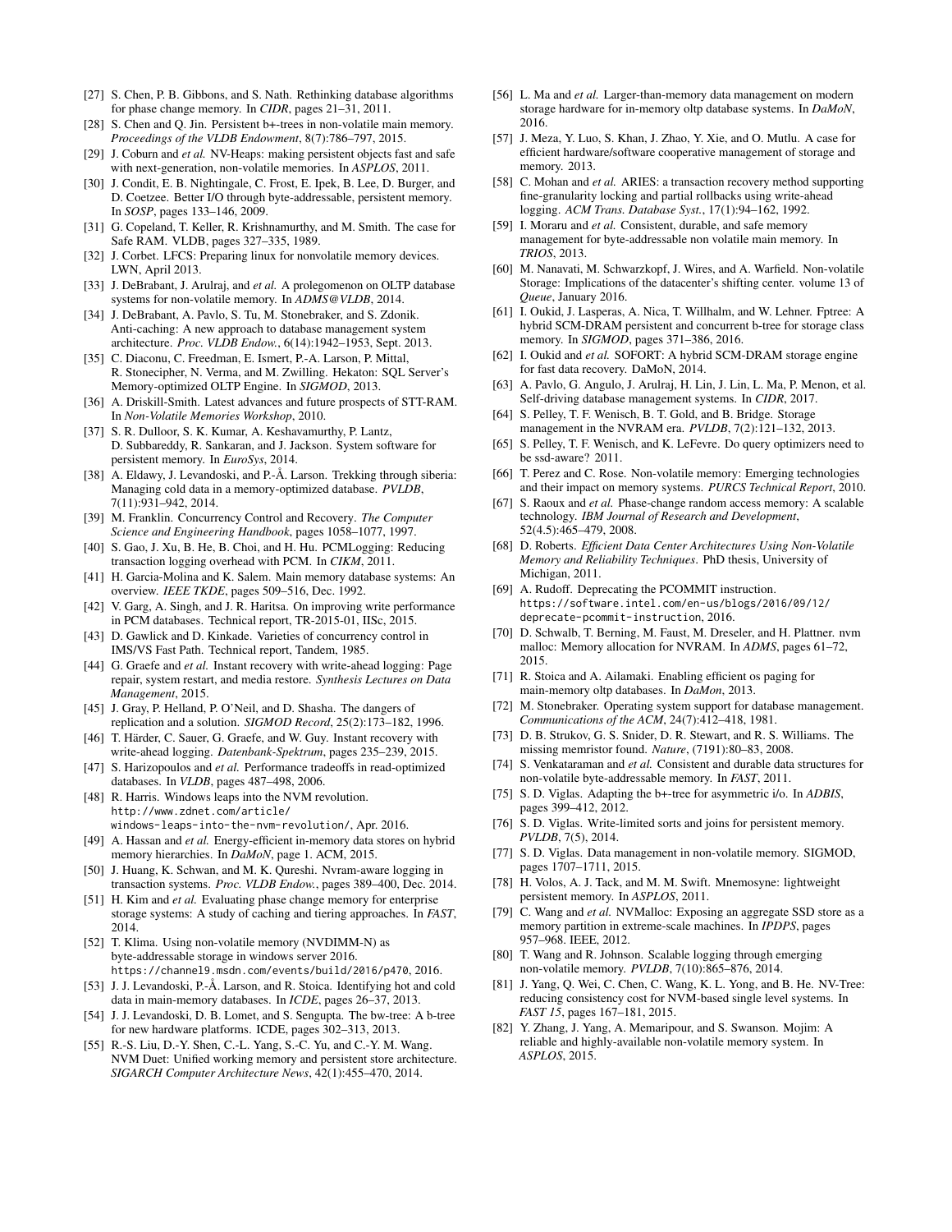[27] S. Chen, P. B. Gibbons, and S. Nath. Rethinking database algorithms for phase change memory. In *CIDR*, pages 21–31, 2011.

[28] S. Chen and Q. Jin. Persistent b+-trees in non-volatile main memory. *Proceedings of the VLDB Endowment*, 8(7):786–797, 2015.

[29] J. Coburn and *et al.* NV-Heaps: making persistent objects fast and safe with next-generation, non-volatile memories. In *ASPLOS*, 2011.

[30] J. Condit, E. B. Nightingale, C. Frost, E. Ipek, B. Lee, D. Burger, and D. Coetzee. Better I/O through byte-addressable, persistent memory. In *SOSP*, pages 133–146, 2009.

[31] G. Copeland, T. Keller, R. Krishnamurthy, and M. Smith. The case for Safe RAM. VLDB, pages 327–335, 1989.

[32] J. Corbet. LFCS: Preparing linux for nonvolatile memory devices. LWN, April 2013.

[33] J. DeBrabant, J. Arulraj, and *et al.* A prolegomenon on OLTP database systems for non-volatile memory. In *ADMS@VLDB*, 2014.

[34] J. DeBrabant, A. Pavlo, S. Tu, M. Stonebraker, and S. Zdonik. Anti-caching: A new approach to database management system architecture. *Proc. VLDB Endow.*, 6(14):1942–1953, Sept. 2013.

[35] C. Diaconu, C. Freedman, E. Ismert, P.-A. Larson, P. Mittal, R. Stonecipher, N. Verma, and M. Zwilling. Hekaton: SQL Server's Memory-optimized OLTP Engine. In *SIGMOD*, 2013.

[36] A. Driskill-Smith. Latest advances and future prospects of STT-RAM. In *Non-Volatile Memories Workshop*, 2010.

[37] S. R. Dulloor, S. K. Kumar, A. Keshavamurthy, P. Lantz, D. Subbareddy, R. Sankaran, and J. Jackson. System software for persistent memory. In *EuroSys*, 2014.

[38] A. Eldawy, J. Levandoski, and P.-Å. Larson. Trekking through siberia: Managing cold data in a memory-optimized database. *PVLDB*, 7(11):931–942, 2014.

[39] M. Franklin. Concurrency Control and Recovery. *The Computer Science and Engineering Handbook*, pages 1058–1077, 1997.

[40] S. Gao, J. Xu, B. He, B. Choi, and H. Hu. PCMLogging: Reducing transaction logging overhead with PCM. In *CIKM*, 2011.

[41] H. Garcia-Molina and K. Salem. Main memory database systems: An overview. *IEEE TKDE*, pages 509–516, Dec. 1992.

[42] V. Garg, A. Singh, and J. R. Haritsa. On improving write performance in PCM databases. Technical report, TR-2015-01, IISc, 2015.

[43] D. Gawlick and D. Kinkade. Varieties of concurrency control in IMS/VS Fast Path. Technical report, Tandem, 1985.

[44] G. Graefe and *et al.* Instant recovery with write-ahead logging: Page repair, system restart, and media restore. *Synthesis Lectures on Data Management*, 2015.

[45] J. Gray, P. Helland, P. O'Neil, and D. Shasha. The dangers of replication and a solution. *SIGMOD Record*, 25(2):173–182, 1996.

[46] T. Härder, C. Sauer, G. Graefe, and W. Guy. Instant recovery with write-ahead logging. *Datenbank-Spektrum*, pages 235–239, 2015.

[47] S. Harizopoulos and *et al.* Performance tradeoffs in read-optimized databases. In *VLDB*, pages 487–498, 2006.

[48] R. Harris. Windows leaps into the NVM revolution. http://www.zdnet.com/article/windows-leaps-into-the-nvm-revolution/, Apr. 2016.

[49] A. Hassan and *et al.* Energy-efficient in-memory data stores on hybrid memory hierarchies. In *DaMoN*, page 1. ACM, 2015.

[50] J. Huang, K. Schwan, and M. K. Qureshi. Nvram-aware logging in transaction systems. *Proc. VLDB Endow.*, pages 389–400, Dec. 2014.

[51] H. Kim and *et al.* Evaluating phase change memory for enterprise storage systems: A study of caching and tiering approaches. In *FAST*, 2014.

[52] T. Klima. Using non-volatile memory (NVDIMM-N) as byte-addressable storage in windows server 2016. https://channel9.msdn.com/events/build/2016/p470, 2016.

[53] J. J. Levandoski, P.-Å. Larson, and R. Stoica. Identifying hot and cold data in main-memory databases. In *ICDE*, pages 26–37, 2013.

[54] J. J. Levandoski, D. B. Lomet, and S. Sengupta. The bw-tree: A b-tree for new hardware platforms. ICDE, pages 302–313, 2013.

[55] R.-S. Liu, D.-Y. Shen, C.-L. Yang, S.-C. Yu, and C.-Y. M. Wang. NVM Duet: Unified working memory and persistent store architecture. *SIGARCH Computer Architecture News*, 42(1):455–470, 2014.

[56] L. Ma and *et al.* Larger-than-memory data management on modern storage hardware for in-memory oltp database systems. In *DaMoN*, 2016.

[57] J. Meza, Y. Luo, S. Khan, J. Zhao, Y. Xie, and O. Mutlu. A case for efficient hardware/software cooperative management of storage and memory. 2013.

[58] C. Mohan and *et al.* ARIES: a transaction recovery method supporting fine-granularity locking and partial rollbacks using write-ahead logging. *ACM Trans. Database Syst.*, 17(1):94–162, 1992.

[59] I. Moraru and *et al.* Consistent, durable, and safe memory management for byte-addressable non volatile main memory. In *TRIOS*, 2013.

[60] M. Nanavati, M. Schwarzkopf, J. Wires, and A. Warfield. Non-volatile Storage: Implications of the datacenter's shifting center. volume 13 of *Queue*, January 2016.

[61] I. Oukid, J. Lasperas, A. Nica, T. Willhalm, and W. Lehner. Fptree: A hybrid SCM-DRAM persistent and concurrent b-tree for storage class memory. In *SIGMOD*, pages 371–386, 2016.

[62] I. Oukid and *et al.* SOFORT: A hybrid SCM-DRAM storage engine for fast data recovery. DaMoN, 2014.

[63] A. Pavlo, G. Angulo, J. Arulraj, H. Lin, J. Lin, L. Ma, P. Menon, et al. Self-driving database management systems. In *CIDR*, 2017.

[64] S. Pelley, T. F. Wenisch, B. T. Gold, and B. Bridge. Storage management in the NVRAM era. *PVLDB*, 7(2):121–132, 2013.

[65] S. Pelley, T. F. Wenisch, and K. LeFevre. Do query optimizers need to be ssd-aware? 2011.

[66] T. Perez and C. Rose. Non-volatile memory: Emerging technologies and their impact on memory systems. *PURCS Technical Report*, 2010.

[67] S. Raoux and *et al.* Phase-change random access memory: A scalable technology. *IBM Journal of Research and Development*, 52(4.5):465–479, 2008.

[68] D. Roberts. *Efficient Data Center Architectures Using Non-Volatile Memory and Reliability Techniques*. PhD thesis, University of Michigan, 2011.

[69] A. Rudoff. Deprecating the PCOMMIT instruction. https://software.intel.com/en-us/blogs/2016/09/12/deprecate-pcommit-instruction, 2016.

[70] D. Schwalb, T. Berning, M. Faust, M. Dreseler, and H. Plattner. nvm malloc: Memory allocation for NVRAM. In *ADMS*, pages 61–72, 2015.

[71] R. Stoica and A. Ailamaki. Enabling efficient os paging for main-memory oltp databases. In *DaMon*, 2013.

[72] M. Stonebraker. Operating system support for database management. *Communications of the ACM*, 24(7):412–418, 1981.

[73] D. B. Strukov, G. S. Snider, D. R. Stewart, and R. S. Williams. The missing memristor found. *Nature*, (7191):80–83, 2008.

[74] S. Venkataraman and *et al.* Consistent and durable data structures for non-volatile byte-addressable memory. In *FAST*, 2011.

[75] S. D. Viglas. Adapting the b+-tree for asymmetric i/o. In *ADBIS*, pages 399–412, 2012.

[76] S. D. Viglas. Write-limited sorts and joins for persistent memory. *PVLDB*, 7(5), 2014.

[77] S. D. Viglas. Data management in non-volatile memory. SIGMOD, pages 1707–1711, 2015.

[78] H. Volos, A. J. Tack, and M. M. Swift. Mnemosyne: lightweight persistent memory. In *ASPLOS*, 2011.

[79] C. Wang and *et al.* NVMalloc: Exposing an aggregate SSD store as a memory partition in extreme-scale machines. In *IPDPS*, pages 957–968. IEEE, 2012.

[80] T. Wang and R. Johnson. Scalable logging through emerging non-volatile memory. *PVLDB*, 7(10):865–876, 2014.

[81] J. Yang, Q. Wei, C. Chen, C. Wang, K. L. Yong, and B. He. NV-Tree: reducing consistency cost for NVM-based single level systems. In *FAST 15*, pages 167–181, 2015.

[82] Y. Zhang, J. Yang, A. Memaripour, and S. Swanson. Mojim: A reliable and highly-available non-volatile memory system. In *ASPLOS*, 2015.